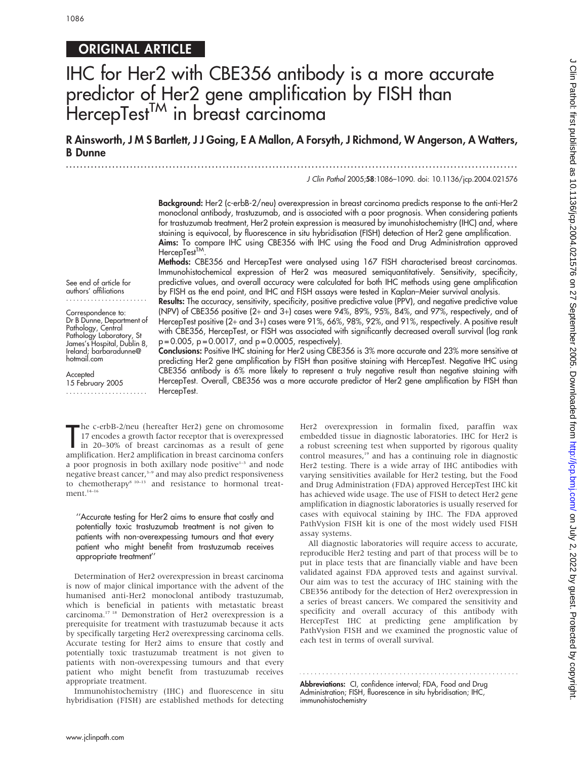ORIGINAL ARTICLE

# IHC for Her2 with CBE356 antibody is a more accurate predictor of Her2 gene amplification by FISH than HercepTest™ in breast carcinoma

**R Ainsworth, J M S Bartlett, J J Going, E A Mallon, A Forsyth, J Richmond, W Angerson, A Watters, B Dunne**

*J Clin Pathol* 2005;**58**:1086–1090. doi: 10.1136/jcp.2004.021576

See end of article for authors' affiliations

Correspondence to: Dr B Dunne, Department of Pathology, Central Pathology Laboratory, St James's Hospital, Dublin 8, Ireland; barbaradunne@hotmail.com

Accepted 15 February 2005

**Background:** Her2 (c-erbB-2/neu) overexpression in breast carcinoma predicts response to the anti-Her2 monoclonal antibody, trastuzumab, and is associated with a poor prognosis. When considering patients for trastuzumab treatment, Her2 protein expression is measured by imunohistochemistry (IHC) and, where staining is equivocal, by fluorescence in situ hybridisation (FISH) detection of Her2 gene amplification.

**Aims:** To compare IHC using CBE356 with IHC using the Food and Drug Administration approved HercepTest™.

**Methods:** CBE356 and HercepTest were analysed using 167 FISH characterised breast carcinomas. Immunohistochemical expression of Her2 was measured semiquantitatively. Sensitivity, specificity, predictive values, and overall accuracy were calculated for both IHC methods using gene amplification by FISH as the end point, and IHC and FISH assays were tested in Kaplan–Meier survival analysis.

**Results:** The accuracy, sensitivity, specificity, positive predictive value (PPV), and negative predictive value (NPV) of CBE356 positive (2+ and 3+) cases were 94%, 89%, 95%, 84%, and 97%, respectively, and of HercepTest positive (2+ and 3+) cases were 91%, 66%, 98%, 92%, and 91%, respectively. A positive result with CBE356, HercepTest, or FISH was associated with significantly decreased overall survival (log rank $p = 0.005$, $p = 0.0017$, and $p = 0.0005$, respectively).

**Conclusions:** Positive IHC staining for Her2 using CBE356 is 3% more accurate and 23% more sensitive at predicting Her2 gene amplification by FISH than positive staining with HercepTest. Negative IHC using CBE356 antibody is 6% more likely to represent a truly negative result than negative staining with HercepTest. Overall, CBE356 was a more accurate predictor of Her2 gene amplification by FISH than HercepTest.

The c-erbB-2/neu (hereafter Her2) gene on chromosome 17 encodes a growth factor receptor that is overexpressed in 20–30% of breast carcinomas as a result of gene amplification. Her2 amplification in breast carcinoma confers a poor prognosis in both axillary node positive[1–3] and node negative breast cancer,[3–9] and may also predict responsiveness to chemotherapy[8 10–13] and resistance to hormonal treatment.[14–16]

> "Accurate testing for Her2 aims to ensure that costly and potentially toxic trastuzumab treatment is not given to patients with non-overexpessing tumours and that every patient who might benefit from trastuzumab receives appropriate treatment"

Determination of Her2 overexpression in breast carcinoma is now of major clinical importance with the advent of the humanised anti-Her2 monoclonal antibody trastuzumab, which is beneficial in patients with metastatic breast carcinoma.[17 18] Demonstration of Her2 overexpression is a prerequisite for treatment with trastuzumab because it acts by specifically targeting Her2 overexpressing carcinoma cells. Accurate testing for Her2 aims to ensure that costly and potentially toxic trastuzumab treatment is not given to patients with non-overexpessing tumours and that every patient who might benefit from trastuzumab receives appropriate treatment.

Immunohistochemistry (IHC) and fluorescence in situ hybridisation (FISH) are established methods for detecting Her2 overexpression in formalin fixed, paraffin wax embedded tissue in diagnostic laboratories. IHC for Her2 is a robust screening test when supported by rigorous quality control measures,[19] and has a continuing role in diagnostic Her2 testing. There is a wide array of IHC antibodies with varying sensitivities available for Her2 testing, but the Food and Drug Administration (FDA) approved HercepTest IHC kit has achieved wide usage. The use of FISH to detect Her2 gene amplification in diagnostic laboratories is usually reserved for cases with equivocal staining by IHC. The FDA approved PathVysion FISH kit is one of the most widely used FISH assay systems.

All diagnostic laboratories will require access to accurate, reproducible Her2 testing and part of that process will be to put in place tests that are financially viable and have been validated against FDA approved tests and against survival. Our aim was to test the accuracy of IHC staining with the CBE356 antibody for the detection of Her2 overexpression in a series of breast cancers. We compared the sensitivity and specificity and overall accuracy of this antibody with HercepTest IHC at predicting gene amplification by PathVysion FISH and we examined the prognostic value of each test in terms of overall survival.

**Abbreviations:** CI, confidence interval; FDA, Food and Drug Administration; FISH, fluorescence in situ hybridisation; IHC, immunohistochemistry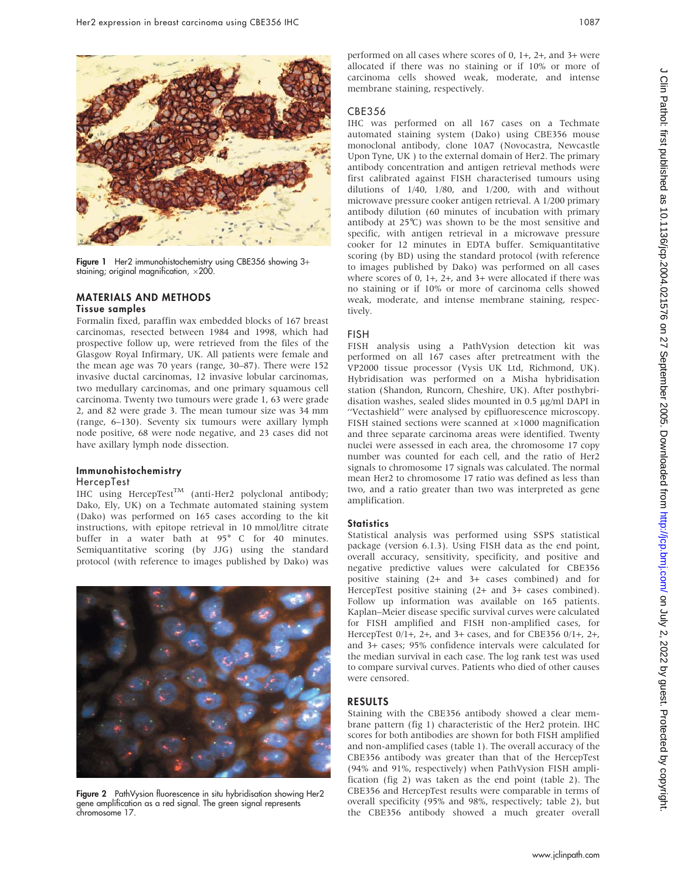Figure 1 Her2 immunohistochemistry using CBE356 showing 3+ staining; original magnification, ×200.

## MATERIALS AND METHODS

### Tissue samples

Formalin fixed, paraffin wax embedded blocks of 167 breast carcinomas, resected between 1984 and 1998, which had prospective follow up, were retrieved from the files of the Glasgow Royal Infirmary, UK. All patients were female and the mean age was 70 years (range, 30–87). There were 152 invasive ductal carcinomas, 12 invasive lobular carcinomas, two medullary carcinomas, and one primary squamous cell carcinoma. Twenty two tumours were grade 1, 63 were grade 2, and 82 were grade 3. The mean tumour size was 34 mm (range, 6–130). Seventy six tumours were axillary lymph node positive, 68 were node negative, and 23 cases did not have axillary lymph node dissection.

### Immunohistochemistry

#### HercepTest

IHC using HercepTest™ (anti-Her2 polyclonal antibody; Dako, Ely, UK) on a Techmate automated staining system (Dako) was performed on 165 cases according to the kit instructions, with epitope retrieval in 10 mmol/litre citrate buffer in a water bath at 95° C for 40 minutes. Semiquantitative scoring (by JJG) using the standard protocol (with reference to images published by Dako) was performed on all cases where scores of 0, 1+, 2+, and 3+ were allocated if there was no staining or if 10% or more of carcinoma cells showed weak, moderate, and intense membrane staining, respectively.

Figure 2 PathVysion fluorescence in situ hybridisation showing Her2 gene amplification as a red signal. The green signal represents chromosome 17.

#### CBE356

IHC was performed on all 167 cases on a Techmate automated staining system (Dako) using CBE356 mouse monoclonal antibody, clone 10A7 (Novocastra, Newcastle Upon Tyne, UK ) to the external domain of Her2. The primary antibody concentration and antigen retrieval methods were first calibrated against FISH characterised tumours using dilutions of 1/40, 1/80, and 1/200, with and without microwave pressure cooker antigen retrieval. A 1/200 primary antibody dilution (60 minutes of incubation with primary antibody at 25°C) was shown to be the most sensitive and specific, with antigen retrieval in a microwave pressure cooker for 12 minutes in EDTA buffer. Semiquantitative scoring (by BD) using the standard protocol (with reference to images published by Dako) was performed on all cases where scores of 0, 1+, 2+, and 3+ were allocated if there was no staining or if 10% or more of carcinoma cells showed weak, moderate, and intense membrane staining, respectively.

### FISH

FISH analysis using a PathVysion detection kit was performed on all 167 cases after pretreatment with the VP2000 tissue processor (Vysis UK Ltd, Richmond, UK). Hybridisation was performed on a Misha hybridisation station (Shandon, Runcorn, Cheshire, UK). After posthybridisation washes, sealed slides mounted in 0.5 µg/ml DAPI in "Vectashield" were analysed by epifluorescence microscopy. FISH stained sections were scanned at ×1000 magnification and three separate carcinoma areas were identified. Twenty nuclei were assessed in each area, the chromosome 17 copy number was counted for each cell, and the ratio of Her2 signals to chromosome 17 signals was calculated. The normal mean Her2 to chromosome 17 ratio was defined as less than two, and a ratio greater than two was interpreted as gene amplification.

### Statistics

Statistical analysis was performed using SSPS statistical package (version 6.1.3). Using FISH data as the end point, overall accuracy, sensitivity, specificity, and positive and negative predictive values were calculated for CBE356 positive staining (2+ and 3+ cases combined) and for HercepTest positive staining (2+ and 3+ cases combined). Follow up information was available on 165 patients. Kaplan–Meier disease specific survival curves were calculated for FISH amplified and FISH non-amplified cases, for HercepTest 0/1+, 2+, and 3+ cases, and for CBE356 0/1+, 2+, and 3+ cases; 95% confidence intervals were calculated for the median survival in each case. The log rank test was used to compare survival curves. Patients who died of other causes were censored.

## RESULTS

Staining with the CBE356 antibody showed a clear membrane pattern (fig 1) characteristic of the Her2 protein. IHC scores for both antibodies are shown for both FISH amplified and non-amplified cases (table 1). The overall accuracy of the CBE356 antibody was greater than that of the HercepTest (94% and 91%, respectively) when PathVysion FISH amplification (fig 2) was taken as the end point (table 2). The CBE356 and HercepTest results were comparable in terms of overall specificity (95% and 98%, respectively; table 2), but the CBE356 antibody showed a much greater overall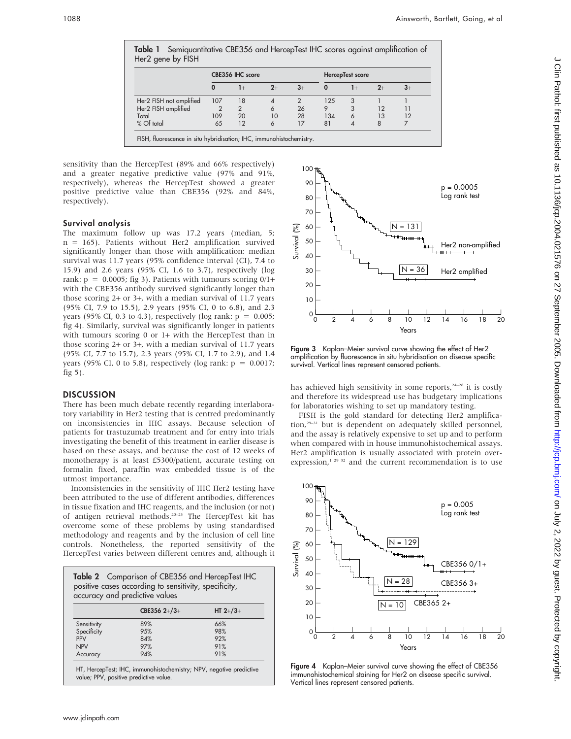**Table 1** Semiquantitative CBE356 and HercepTest IHC scores against amplification of Her2 gene by FISH

| | CBE356 IHC score | | | | HercepTest score | | | |
|---|---|---|---|---|---|---|---|---|
| | 0 | 1+ | 2+ | 3+ | 0 | 1+ | 2+ | 3+ |
| Her2 FISH not amplified | 107 | 18 | 4 | 2 | 125 | 3 | 1 | 1 |
| Her2 FISH amplified | 2 | 2 | 6 | 26 | 9 | 3 | 12 | 11 |
| Total | 109 | 20 | 10 | 28 | 134 | 6 | 13 | 12 |
| % Of total | 65 | 12 | 6 | 17 | 81 | 4 | 8 | 7 |

FISH, fluorescence in situ hybridisation; IHC, immunohistochemistry.

sensitivity than the HercepTest (89% and 66% respectively) and a greater negative predictive value (97% and 91%, respectively), whereas the HercepTest showed a greater positive predictive value than CBE356 (92% and 84%, respectively).

### Survival analysis

The maximum follow up was 17.2 years (median, 5; n = 165). Patients without Her2 amplification survived significantly longer than those with amplification: median survival was 11.7 years (95% confidence interval (CI), 7.4 to 15.9) and 2.6 years (95% CI, 1.6 to 3.7), respectively (log rank: p = 0.0005; fig 3). Patients with tumours scoring 0/1+ with the CBE356 antibody survived significantly longer than those scoring 2+ or 3+, with a median survival of 11.7 years (95% CI, 7.9 to 15.5), 2.9 years (95% CI, 0 to 6.8), and 2.3 years (95% CI, 0.3 to 4.3), respectively (log rank: p = 0.005; fig 4). Similarly, survival was significantly longer in patients with tumours scoring 0 or 1+ with the HercepTest than in those scoring 2+ or 3+, with a median survival of 11.7 years (95% CI, 7.7 to 15.7), 2.3 years (95% CI, 1.7 to 2.9), and 1.4 years (95% CI, 0 to 5.8), respectively (log rank: p = 0.0017; fig 5).

## DISCUSSION

There has been much debate recently regarding interlaboratory variability in Her2 testing that is centred predominantly on inconsistencies in IHC assays. Because selection of patients for trastuzumab treatment and for entry into trials investigating the benefit of this treatment in earlier disease is based on these assays, and because the cost of 12 weeks of monotherapy is at least £5300/patient, accurate testing on formalin fixed, paraffin wax embedded tissue is of the utmost importance.

Inconsistencies in the sensitivity of IHC Her2 testing have been attributed to the use of different antibodies, differences in tissue fixation and IHC reagents, and the inclusion (or not) of antigen retrieval methods.[20–23] The HercepTest kit has overcome some of these problems by using standardised methodology and reagents and by the inclusion of cell line controls. Nonetheless, the reported sensitivity of the HercepTest varies between different centres and, although it has achieved high sensitivity in some reports,[24–28] it is costly and therefore its widespread use has budgetary implications for laboratories wishing to set up mandatory testing.

FISH is the gold standard for detecting Her2 amplification,[29–31] but is dependent on adequately skilled personnel, and the assay is relatively expensive to set up and to perform when compared with in house immunohistochemical assays. Her2 amplification is usually associated with protein overexpression,[1 29 32] and the current recommendation is to use

**Table 2** Comparison of CBE356 and HercepTest IHC positive cases according to sensitivity, specificity, accuracy and predictive values

| | CBE356 2+/3+ | HT 2+/3+ |
|---|---|---|
| Sensitivity | 89% | 66% |
| Specificity | 95% | 98% |
| PPV | 84% | 92% |
| NPV | 97% | 91% |
| Accuracy | 94% | 91% |

HT, HercepTest; IHC, immunohistochemistry; NPV, negative predictive value; PPV, positive predictive value.

**Figure 3** Kaplan–Meier survival curve showing the effect of Her2 amplification by fluorescence in situ hybridisation on disease specific survival. Vertical lines represent censored patients.

**Figure 4** Kaplan–Meier survival curve showing the effect of CBE356 immunohistochemical staining for Her2 on disease specific survival. Vertical lines represent censored patients.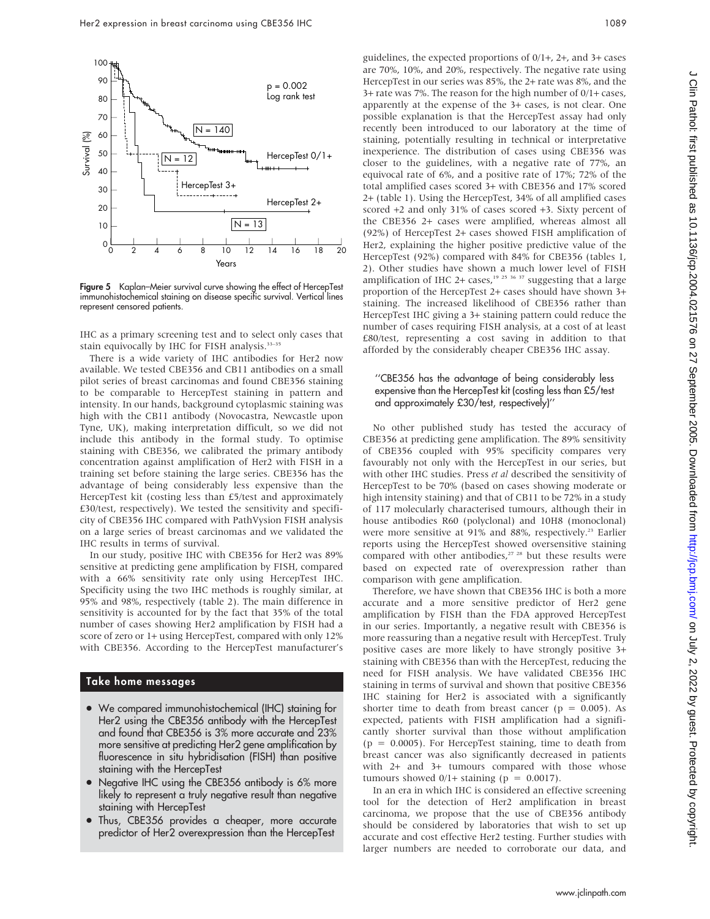Figure 5 Kaplan–Meier survival curve showing the effect of HercepTest immunohistochemical staining on disease specific survival. Vertical lines represent censored patients.

IHC as a primary screening test and to select only cases that stain equivocally by IHC for FISH analysis.[33–35]

There is a wide variety of IHC antibodies for Her2 now available. We tested CBE356 and CB11 antibodies on a small pilot series of breast carcinomas and found CBE356 staining to be comparable to HercepTest staining in pattern and intensity. In our hands, background cytoplasmic staining was high with the CB11 antibody (Novocastra, Newcastle upon Tyne, UK), making interpretation difficult, so we did not include this antibody in the formal study. To optimise staining with CBE356, we calibrated the primary antibody concentration against amplification of Her2 with FISH in a training set before staining the large series. CBE356 has the advantage of being considerably less expensive than the HercepTest kit (costing less than £5/test and approximately £30/test, respectively). We tested the sensitivity and specificity of CBE356 IHC compared with PathVysion FISH analysis on a large series of breast carcinomas and we validated the IHC results in terms of survival.

In our study, positive IHC with CBE356 for Her2 was 89% sensitive at predicting gene amplification by FISH, compared with a 66% sensitivity rate only using HercepTest IHC. Specificity using the two IHC methods is roughly similar, at 95% and 98%, respectively (table 2). The main difference in sensitivity is accounted for by the fact that 35% of the total number of cases showing Her2 amplification by FISH had a score of zero or 1+ using HercepTest, compared with only 12% with CBE356. According to the HercepTest manufacturer's guidelines, the expected proportions of 0/1+, 2+, and 3+ cases are 70%, 10%, and 20%, respectively. The negative rate using HercepTest in our series was 85%, the 2+ rate was 8%, and the 3+ rate was 7%. The reason for the high number of 0/1+ cases, apparently at the expense of the 3+ cases, is not clear. One possible explanation is that the HercepTest assay had only recently been introduced to our laboratory at the time of staining, potentially resulting in technical or interpretative inexperience. The distribution of cases using CBE356 was closer to the guidelines, with a negative rate of 77%, an equivocal rate of 6%, and a positive rate of 17%; 72% of the total amplified cases scored 3+ with CBE356 and 17% scored 2+ (table 1). Using the HercepTest, 34% of all amplified cases scored +2 and only 31% of cases scored +3. Sixty percent of the CBE356 2+ cases were amplified, whereas almost all (92%) of HercepTest 2+ cases showed FISH amplification of Her2, explaining the higher positive predictive value of the HercepTest (92%) compared with 84% for CBE356 (tables 1, 2). Other studies have shown a much lower level of FISH amplification of IHC 2+ cases,[19 25 36 37] suggesting that a large proportion of the HercepTest 2+ cases should have shown 3+ staining. The increased likelihood of CBE356 rather than HercepTest IHC giving a 3+ staining pattern could reduce the number of cases requiring FISH analysis, at a cost of at least £80/test, representing a cost saving in addition to that afforded by the considerably cheaper CBE356 IHC assay.

> "CBE356 has the advantage of being considerably less expensive than the HercepTest kit (costing less than £5/test and approximately £30/test, respectively)"

No other published study has tested the accuracy of CBE356 at predicting gene amplification. The 89% sensitivity of CBE356 coupled with 95% specificity compares very favourably not only with the HercepTest in our series, but with other IHC studies. Press *et al* described the sensitivity of HercepTest to be 70% (based on cases showing moderate or high intensity staining) and that of CB11 to be 72% in a study of 117 molecularly characterised tumours, although their in house antibodies R60 (polyclonal) and 10H8 (monoclonal) were more sensitive at 91% and 88%, respectively.[23] Earlier reports using the HercepTest showed oversensitive staining compared with other antibodies,[27 28] but these results were based on expected rate of overexpression rather than comparison with gene amplification.

Therefore, we have shown that CBE356 IHC is both a more accurate and a more sensitive predictor of Her2 gene amplification by FISH than the FDA approved HercepTest in our series. Importantly, a negative result with CBE356 is more reassuring than a negative result with HercepTest. Truly positive cases are more likely to have strongly positive 3+ staining with CBE356 than with the HercepTest, reducing the need for FISH analysis. We have validated CBE356 IHC staining in terms of survival and shown that positive CBE356 IHC staining for Her2 is associated with a significantly shorter time to death from breast cancer ($p = 0.005$). As expected, patients with FISH amplification had a significantly shorter survival than those without amplification ($p = 0.0005$). For HercepTest staining, time to death from breast cancer was also significantly decreased in patients with 2+ and 3+ tumours compared with those whose tumours showed 0/1+ staining ($p = 0.0017$).

In an era in which IHC is considered an effective screening tool for the detection of Her2 amplification in breast carcinoma, we propose that the use of CBE356 antibody should be considered by laboratories that wish to set up accurate and cost effective Her2 testing. Further studies with larger numbers are needed to corroborate our data, and

## Take home messages

- We compared immunohistochemical (IHC) staining for Her2 using the CBE356 antibody with the HercepTest and found that CBE356 is 3% more accurate and 23% more sensitive at predicting Her2 gene amplification by fluorescence in situ hybridisation (FISH) than positive staining with the HercepTest
- Negative IHC using the CBE356 antibody is 6% more likely to represent a truly negative result than negative staining with HercepTest
- Thus, CBE356 provides a cheaper, more accurate predictor of Her2 overexpression than the HercepTest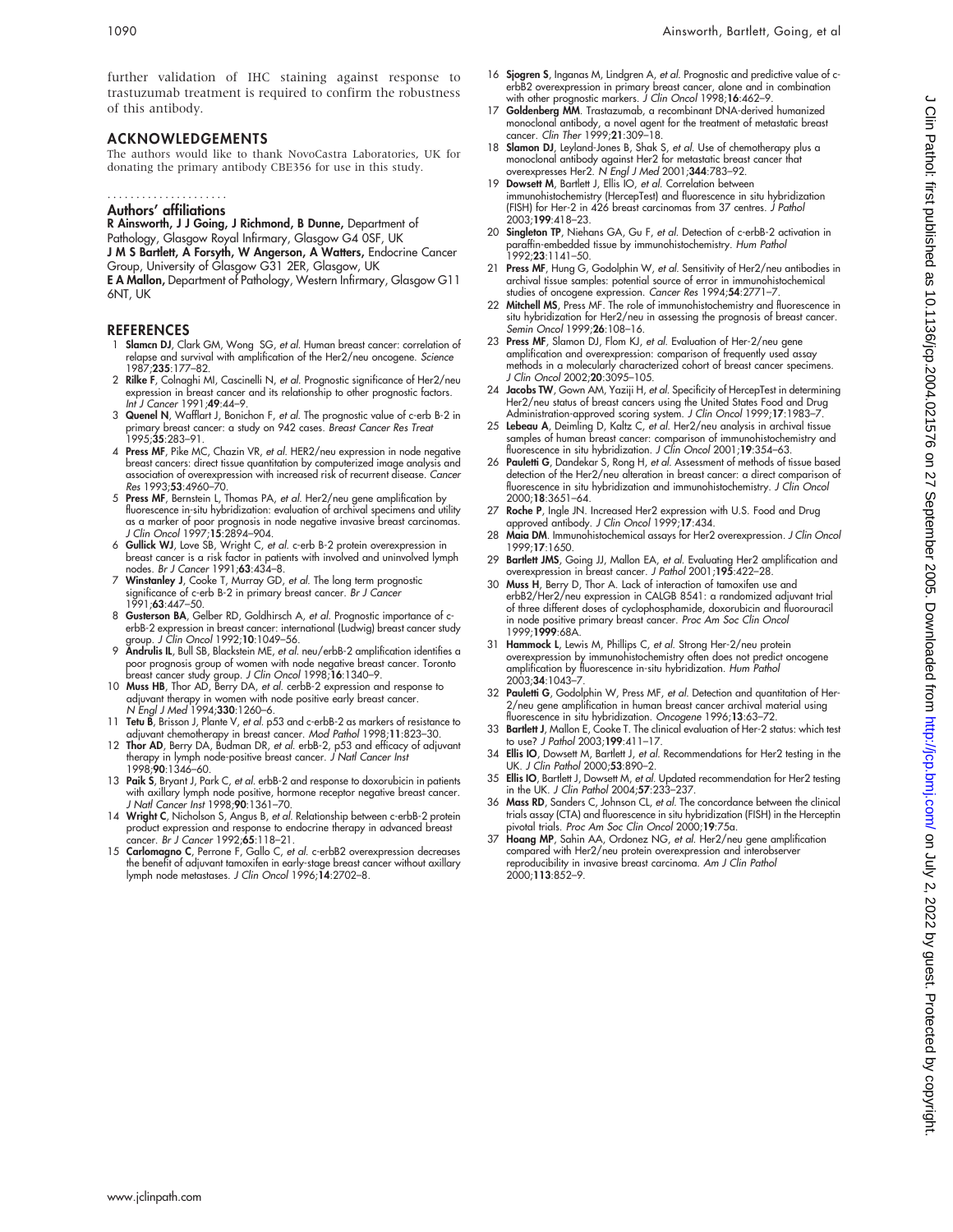further validation of IHC staining against response to trastuzumab treatment is required to confirm the robustness of this antibody.

## ACKNOWLEDGEMENTS

The authors would like to thank NovoCastra Laboratories, UK for donating the primary antibody CBE356 for use in this study.

### Authors' affiliations

**R Ainsworth, J J Going, J Richmond, B Dunne,** Department of Pathology, Glasgow Royal Infirmary, Glasgow G4 0SF, UK
**J M S Bartlett, A Forsyth, W Angerson, A Watters,** Endocrine Cancer Group, University of Glasgow G31 2ER, Glasgow, UK
**E A Mallon,** Department of Pathology, Western Infirmary, Glasgow G11 6NT, UK

## REFERENCES

1. **Slamcn DJ**, Clark GM, Wong SG, *et al.* Human breast cancer: correlation of relapse and survival with amplification of the Her2/neu oncogene. *Science* 1987;**235**:177–82.
2. **Rilke F**, Colnaghi MI, Cascinelli N, *et al.* Prognostic significance of Her2/neu expression in breast cancer and its relationship to other prognostic factors. *Int J Cancer* 1991;**49**:44–9.
3. **Quenel N**, Wafflart J, Bonichon F, *et al.* The prognostic value of c-erb B-2 in primary breast cancer: a study on 942 cases. *Breast Cancer Res Treat* 1995;**35**:283–91.
4. **Press MF**, Pike MC, Chazin VR, *et al.* HER2/neu expression in node negative breast cancers: direct tissue quantitation by computerized image analysis and association of overexpression with increased risk of recurrent disease. *Cancer Res* 1993;**53**:4960–70.
5. **Press MF**, Bernstein L, Thomas PA, *et al.* Her2/neu gene amplification by fluorescence in-situ hybridization: evaluation of archival specimens and utility as a marker of poor prognosis in node negative invasive breast carcinomas. *J Clin Oncol* 1997;**15**:2894–904.
6. **Gullick WJ**, Love SB, Wright C, *et al.* c-erb B-2 protein overexpression in breast cancer is a risk factor in patients with involved and uninvolved lymph nodes. *Br J Cancer* 1991;**63**:434–8.
7. **Winstanley J**, Cooke T, Murray GD, *et al.* The long term prognostic significance of c-erb B-2 in primary breast cancer. *Br J Cancer* 1991;**63**:447–50.
8. **Gusterson BA**, Gelber RD, Goldhirsch A, *et al.* Prognostic importance of c-erbB-2 expression in breast cancer: international (Ludwig) breast cancer study group. *J Clin Oncol* 1992;**10**:1049–56.
9. **Andrulis IL**, Bull SB, Blackstein ME, *et al.* neu/erbB-2 amplification identifies a poor prognosis group of women with node negative breast cancer. Toronto breast cancer study group. *J Clin Oncol* 1998;**16**:1340–9.
10. **Muss HB**, Thor AD, Berry DA, *et al.* cerbB-2 expression and response to adjuvant therapy in women with node positive early breast cancer. *N Engl J Med* 1994;**330**:1260–6.
11. **Tetu B**, Brisson J, Plante V, *et al.* p53 and c-erbB-2 as markers of resistance to adjuvant chemotherapy in breast cancer. *Mod Pathol* 1998;**11**:823–30.
12. **Thor AD**, Berry DA, Budman DR, *et al.* erbB-2, p53 and efficacy of adjuvant therapy in lymph node-positive breast cancer. *J Natl Cancer Inst* 1998;**90**:1346–60.
13. **Paik S**, Bryant J, Park C, *et al.* erbB-2 and response to doxorubicin in patients with axillary lymph node positive, hormone receptor negative breast cancer. *J Natl Cancer Inst* 1998;**90**:1361–70.
14. **Wright C**, Nicholson S, Angus B, *et al.* Relationship between c-erbB-2 protein product expression and response to endocrine therapy in advanced breast cancer. *Br J Cancer* 1992;**65**:118–21.
15. **Carlomagno C**, Perrone F, Gallo C, *et al.* c-erbB2 overexpression decreases the benefit of adjuvant tamoxifen in early-stage breast cancer without axillary lymph node metastases. *J Clin Oncol* 1996;**14**:2702–8.
16. **Sjogren S**, Inganas M, Lindgren A, *et al.* Prognostic and predictive value of c-erbB2 overexpression in primary breast cancer, alone and in combination with other prognostic markers. *J Clin Oncol* 1998;**16**:462–9.
17. **Goldenberg MM**. Trastuzumab, a recombinant DNA-derived humanized monoclonal antibody, a novel agent for the treatment of metastatic breast cancer. *Clin Ther* 1999;**21**:309–18.
18. **Slamon DJ**, Leyland-Jones B, Shak S, *et al.* Use of chemotherapy plus a monoclonal antibody against Her2 for metastatic breast cancer that overexpresses Her2. *N Engl J Med* 2001;**344**:783–92.
19. **Dowsett M**, Bartlett J, Ellis IO, *et al.* Correlation between immunohistochemistry (HercepTest) and fluorescence in situ hybridization (FISH) for Her-2 in 426 breast carcinomas from 37 centres. *J Pathol* 2003;**199**:418–23.
20. **Singleton TP**, Niehans GA, Gu F, *et al.* Detection of c-erbB-2 activation in paraffin-embedded tissue by immunohistochemistry. *Hum Pathol* 1992;**23**:1141–50.
21. **Press MF**, Hung G, Godolphin W, *et al.* Sensitivity of Her2/neu antibodies in archival tissue samples: potential source of error in immunohistochemical studies of oncogene expression. *Cancer Res* 1994;**54**:2771–7.
22. **Mitchell MS**, Press MF. The role of immunohistochemistry and fluorescence in situ hybridization for Her2/neu in assessing the prognosis of breast cancer. *Semin Oncol* 1999;**26**:108–16.
23. **Press MF**, Slamon DJ, Flom KJ, *et al.* Evaluation of Her-2/neu gene amplification and overexpression: comparison of frequently used assay methods in a molecularly characterized cohort of breast cancer specimens. *J Clin Oncol* 2002;**20**:3095–105.
24. **Jacobs TW**, Gown AM, Yaziji H, *et al.* Specificity of HercepTest in determining Her2/neu status of breast cancers using the United States Food and Drug Administration-approved scoring system. *J Clin Oncol* 1999;**17**:1983–7.
25. **Lebeau A**, Deimling D, Kaltz C, *et al.* Her2/neu analysis in archival tissue samples of human breast cancer: comparison of immunohistochemistry and fluorescence in situ hybridization. *J Clin Oncol* 2001;**19**:354–63.
26. **Pauletti G**, Dandekar S, Rong H, *et al.* Assessment of methods of tissue based detection of the Her2/neu alteration in breast cancer: a direct comparison of fluorescence in situ hybridization and immunohistochemistry. *J Clin Oncol* 2000;**18**:3651–64.
27. **Roche P**, Ingle JN. Increased Her2 expression with U.S. Food and Drug approved antibody. *J Clin Oncol* 1999;**17**:434.
28. **Maia DM**. Immunohistochemical assays for Her2 overexpression. *J Clin Oncol* 1999;**17**:1650.
29. **Bartlett JMS**, Going JJ, Mallon EA, *et al.* Evaluating Her2 amplification and overexpression in breast cancer. *J Pathol* 2001;**195**:422–28.
30. **Muss H**, Berry D, Thor A. Lack of interaction of tamoxifen use and erbB2/Her2/neu expression in CALGB 8541: a randomized adjuvant trial of three different doses of cyclophosphamide, doxorubicin and fluorouracil in node positive primary breast cancer. *Proc Am Soc Clin Oncol* 1999;**1999**:68A.
31. **Hammock L**, Lewis M, Phillips C, *et al.* Strong Her-2/neu protein overexpression by immunohistochemistry often does not predict oncogene amplification by fluorescence in-situ hybridization. *Hum Pathol* 2003;**34**:1043–7.
32. **Pauletti G**, Godolphin W, Press MF, *et al.* Detection and quantitation of Her-2/neu gene amplification in human breast cancer archival material using fluorescence in situ hybridization. *Oncogene* 1996;**13**:63–72.
33. **Bartlett J**, Mallon E, Cooke T. The clinical evaluation of Her-2 status: which test to use? *J Pathol* 2003;**199**:411–17.
34. **Ellis IO**, Dowsett M, Bartlett J, *et al.* Recommendations for Her2 testing in the UK. *J Clin Pathol* 2000;**53**:890–2.
35. **Ellis IO**, Bartlett J, Dowsett M, *et al.* Updated recommendation for Her2 testing in the UK. *J Clin Pathol* 2004;**57**:233–237.
36. **Mass RD**, Sanders C, Johnson CL, *et al.* The concordance between the clinical trials assay (CTA) and fluorescence in situ hybridization (FISH) in the Herceptin pivotal trials. *Proc Am Soc Clin Oncol* 2000;**19**:75a.
37. **Hoang MP**, Sahin AA, Ordonez NG, *et al.* Her2/neu gene amplification compared with Her2/neu protein overexpression and interobserver reproducibility in invasive breast carcinoma. *Am J Clin Pathol* 2000;**113**:852–9.